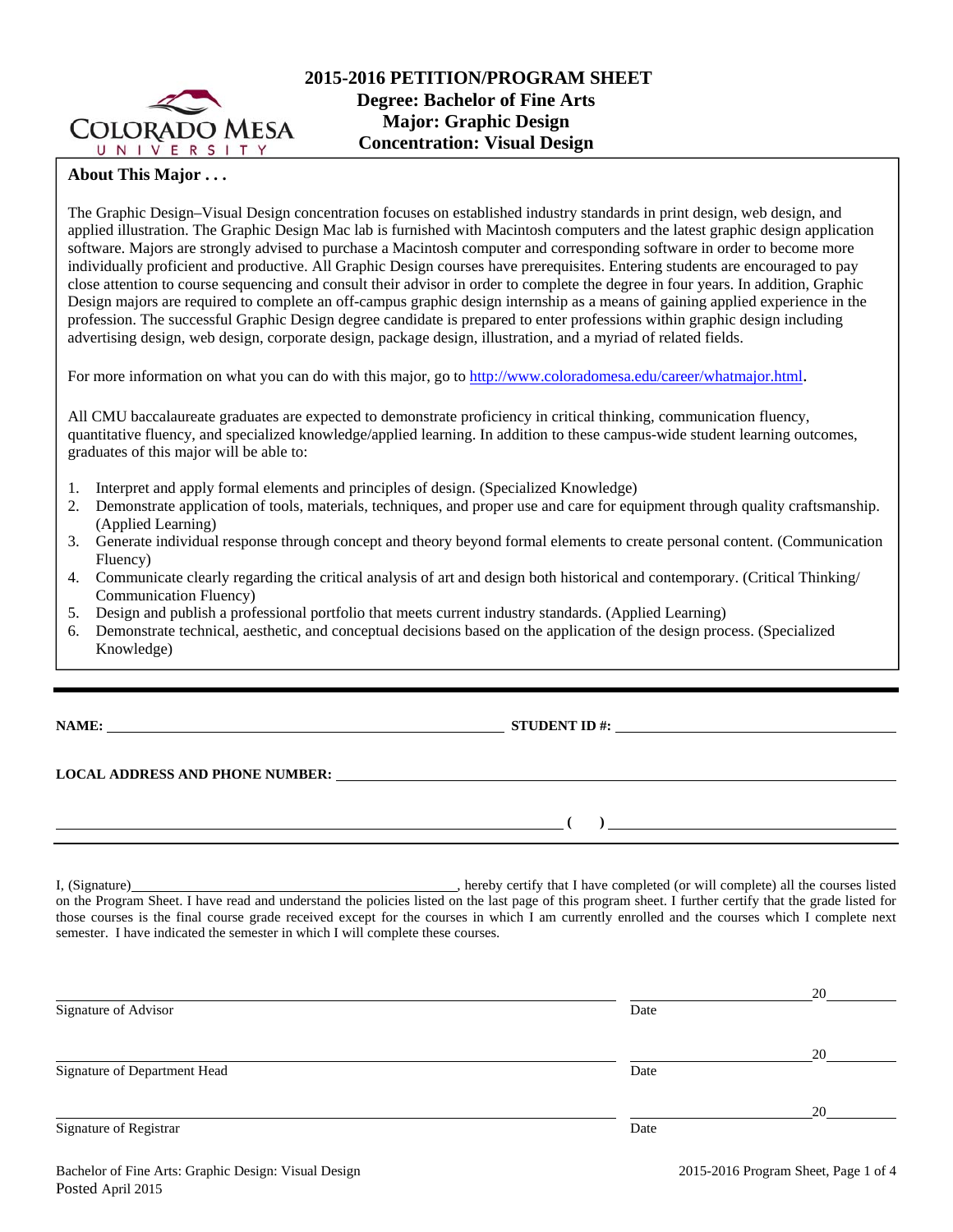# 2015-2016 PETITION/PROGRAM SHEET

## Degree: Bachelor of Fine Arts
## Major: Graphic Design
## Concentration: Visual Design

**About This Major . . .**

The Graphic Design–Visual Design concentration focuses on established industry standards in print design, web design, and applied illustration. The Graphic Design Mac lab is furnished with Macintosh computers and the latest graphic design application software. Majors are strongly advised to purchase a Macintosh computer and corresponding software in order to become more individually proficient and productive. All Graphic Design courses have prerequisites. Entering students are encouraged to pay close attention to course sequencing and consult their advisor in order to complete the degree in four years. In addition, Graphic Design majors are required to complete an off-campus graphic design internship as a means of gaining applied experience in the profession. The successful Graphic Design degree candidate is prepared to enter professions within graphic design including advertising design, web design, corporate design, package design, illustration, and a myriad of related fields.

For more information on what you can do with this major, go to http://www.coloradomesa.edu/career/whatmajor.html.

All CMU baccalaureate graduates are expected to demonstrate proficiency in critical thinking, communication fluency, quantitative fluency, and specialized knowledge/applied learning. In addition to these campus-wide student learning outcomes, graduates of this major will be able to:

1. Interpret and apply formal elements and principles of design. (Specialized Knowledge)
2. Demonstrate application of tools, materials, techniques, and proper use and care for equipment through quality craftsmanship. (Applied Learning)
3. Generate individual response through concept and theory beyond formal elements to create personal content. (Communication Fluency)
4. Communicate clearly regarding the critical analysis of art and design both historical and contemporary. (Critical Thinking/ Communication Fluency)
5. Design and publish a professional portfolio that meets current industry standards. (Applied Learning)
6. Demonstrate technical, aesthetic, and conceptual decisions based on the application of the design process. (Specialized Knowledge)

---

**NAME:** ______________________ **STUDENT ID #:** ______________________

**LOCAL ADDRESS AND PHONE NUMBER:** ______________________

______________________ **(    )** ______________________

I, (Signature)______________________, hereby certify that I have completed (or will complete) all the courses listed on the Program Sheet. I have read and understand the policies listed on the last page of this program sheet. I further certify that the grade listed for those courses is the final course grade received except for the courses in which I am currently enrolled and the courses which I complete next semester. I have indicated the semester in which I will complete these courses.

______________________ ______________________20______
Signature of Advisor Date

______________________ ______________________20______
Signature of Department Head Date

______________________ ______________________20______
Signature of Registrar Date

Bachelor of Fine Arts: Graphic Design: Visual Design
Posted April 2015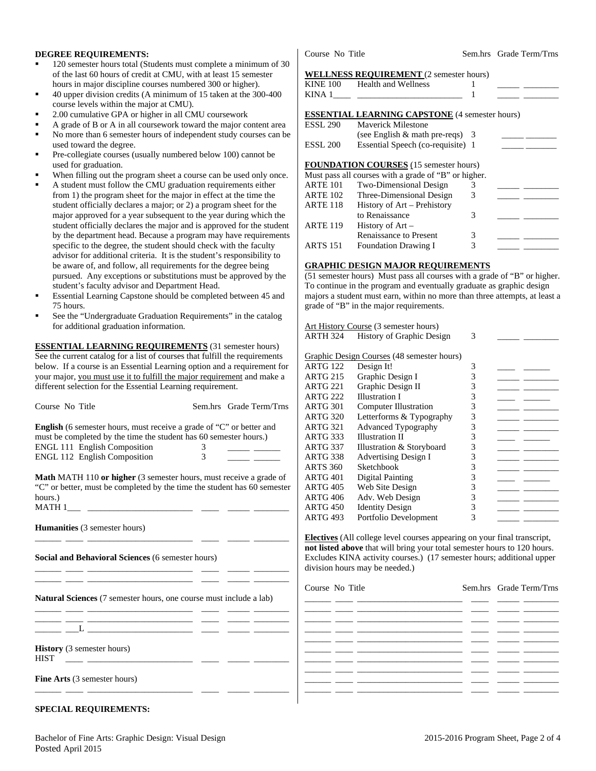## DEGREE REQUIREMENTS:

- 120 semester hours total (Students must complete a minimum of 30 of the last 60 hours of credit at CMU, with at least 15 semester hours in major discipline courses numbered 300 or higher).
- 40 upper division credits (A minimum of 15 taken at the 300-400 course levels within the major at CMU).
- 2.00 cumulative GPA or higher in all CMU coursework
- A grade of B or A in all coursework toward the major content area
- No more than 6 semester hours of independent study courses can be used toward the degree.
- Pre-collegiate courses (usually numbered below 100) cannot be used for graduation.
- When filling out the program sheet a course can be used only once.
- A student must follow the CMU graduation requirements either from 1) the program sheet for the major in effect at the time the student officially declares a major; or 2) a program sheet for the major approved for a year subsequent to the year during which the student officially declares the major and is approved for the student by the department head. Because a program may have requirements specific to the degree, the student should check with the faculty advisor for additional criteria. It is the student's responsibility to be aware of, and follow, all requirements for the degree being pursued. Any exceptions or substitutions must be approved by the student's faculty advisor and Department Head.
- Essential Learning Capstone should be completed between 45 and 75 hours.
- See the "Undergraduate Graduation Requirements" in the catalog for additional graduation information.

## ESSENTIAL LEARNING REQUIREMENTS (31 semester hours)

See the current catalog for a list of courses that fulfill the requirements below. If a course is an Essential Learning option and a requirement for your major, you must use it to fulfill the major requirement and make a different selection for the Essential Learning requirement.

| Course No | Title | Sem.hrs | Grade | Term/Trns |
|---|---|---|---|---|

**English** (6 semester hours, must receive a grade of "C" or better and must be completed by the time the student has 60 semester hours.)

| Course No | Title | Sem.hrs | Grade | Term/Trns |
|---|---|---|---|---|
| ENGL 111 | English Composition | 3 | _____ | ______ |
| ENGL 112 | English Composition | 3 | _____ | ______ |

**Math** MATH 110 **or higher** (3 semester hours, must receive a grade of "C" or better, must be completed by the time the student has 60 semester hours.)

MATH 1___ ________________________ ____ _____ ________

**Humanities** (3 semester hours)

______ ____ ________________________ ____ _____ ________

**Social and Behavioral Sciences** (6 semester hours)

______ ____ ________________________ ____ _____ ________
______ ____ ________________________ ____ _____ ________

**Natural Sciences** (7 semester hours, one course must include a lab)

______ ____ ________________________ ____ _____ ________
______ ____ ________________________ ____ _____ ________
______ ___L ________________________ ____ _____ ________

**History** (3 semester hours)

HIST ____ ________________________ ____ _____ ________

**Fine Arts** (3 semester hours)

______ ____ ________________________ ____ _____ ________

## SPECIAL REQUIREMENTS:

| Course No | Title | Sem.hrs | Grade | Term/Trns |
|---|---|---|---|---|

**WELLNESS REQUIREMENT** (2 semester hours)

| Course No | Title | Sem.hrs | Grade | Term/Trns |
|---|---|---|---|---|
| KINE 100 | Health and Wellness | 1 | _____ | ________ |
| KINA 1____ | ________________________ | 1 | _____ | ________ |

**ESSENTIAL LEARNING CAPSTONE** (4 semester hours)

| Course No | Title | Sem.hrs | Grade | Term/Trns |
|---|---|---|---|---|
| ESSL 290 | Maverick Milestone (see English & math pre-reqs) | 3 | _____ | _______ |
| ESSL 200 | Essential Speech (co-requisite) | 1 | _____ | _______ |

**FOUNDATION COURSES** (15 semester hours)

Must pass all courses with a grade of "B" or higher.

| Course No | Title | Sem.hrs | Grade | Term/Trns |
|---|---|---|---|---|
| ARTE 101 | Two-Dimensional Design | 3 | _____ | ________ |
| ARTE 102 | Three-Dimensional Design | 3 | _____ | ________ |
| ARTE 118 | History of Art – Prehistory to Renaissance | 3 | _____ | ________ |
| ARTE 119 | History of Art – Renaissance to Present | 3 | _____ | ________ |
| ARTS 151 | Foundation Drawing I | 3 | _____ | ________ |

**GRAPHIC DESIGN MAJOR REQUIREMENTS**

(51 semester hours) Must pass all courses with a grade of "B" or higher. To continue in the program and eventually graduate as graphic design majors a student must earn, within no more than three attempts, at least a grade of "B" in the major requirements.

Art History Course (3 semester hours)

| Course No | Title | Sem.hrs | Grade | Term/Trns |
|---|---|---|---|---|
| ARTH 324 | History of Graphic Design | 3 | _____ | ________ |

Graphic Design Courses (48 semester hours)

| Course No | Title | Sem.hrs | Grade | Term/Trns |
|---|---|---|---|---|
| ARTG 122 | Design It! | 3 | ____ | ______ |
| ARTG 215 | Graphic Design I | 3 | _____ | ________ |
| ARTG 221 | Graphic Design II | 3 | _____ | ________ |
| ARTG 222 | Illustration I | 3 | ____ | ______ |
| ARTG 301 | Computer Illustration | 3 | _____ | ________ |
| ARTG 320 | Letterforms & Typography | 3 | _____ | ________ |
| ARTG 321 | Advanced Typography | 3 | _____ | ________ |
| ARTG 333 | Illustration II | 3 | ____ | ______ |
| ARTG 337 | Illustration & Storyboard | 3 | _____ | ________ |
| ARTG 338 | Advertising Design I | 3 | _____ | ________ |
| ARTS 360 | Sketchbook | 3 | _____ | ________ |
| ARTG 401 | Digital Painting | 3 | ____ | ______ |
| ARTG 405 | Web Site Design | 3 | _____ | ________ |
| ARTG 406 | Adv. Web Design | 3 | _____ | ________ |
| ARTG 450 | Identity Design | 3 | _____ | ________ |
| ARTG 493 | Portfolio Development | 3 | _____ | ________ |

**Electives** (All college level courses appearing on your final transcript, **not listed above** that will bring your total semester hours to 120 hours. Excludes KINA activity courses.) (17 semester hours; additional upper division hours may be needed.)

| Course No | Title | Sem.hrs | Grade | Term/Trns |
|---|---|---|---|---|
| ______ ____ | ________________________ | ____ | _____ | ________ |
| ______ ____ | ________________________ | ____ | _____ | ________ |
| ______ ____ | ________________________ | ____ | _____ | ________ |
| ______ ____ | ________________________ | ____ | _____ | ________ |
| ______ ____ | ________________________ | ____ | _____ | ________ |
| ______ ____ | ________________________ | ____ | _____ | ________ |
| ______ ____ | ________________________ | ____ | _____ | ________ |
| ______ ____ | ________________________ | ____ | _____ | ________ |
| ______ ____ | ________________________ | ____ | _____ | ________ |
| ______ ____ | ________________________ | ____ | _____ | ________ |

Bachelor of Fine Arts: Graphic Design: Visual Design
Posted April 2015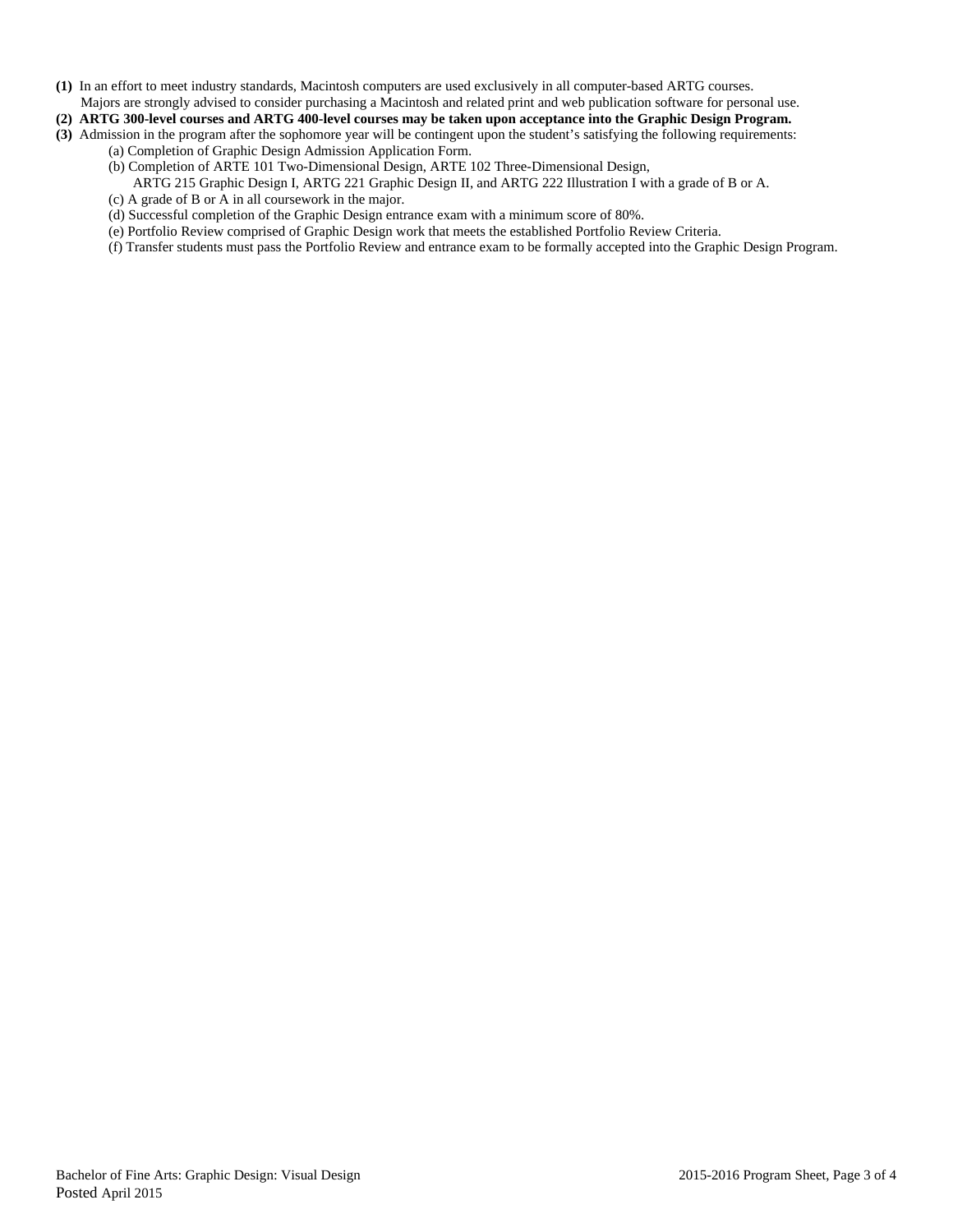**(1)** In an effort to meet industry standards, Macintosh computers are used exclusively in all computer-based ARTG courses. Majors are strongly advised to consider purchasing a Macintosh and related print and web publication software for personal use.

**(2) ARTG 300-level courses and ARTG 400-level courses may be taken upon acceptance into the Graphic Design Program.**

**(3)** Admission in the program after the sophomore year will be contingent upon the student's satisfying the following requirements:

- (a) Completion of Graphic Design Admission Application Form.
- (b) Completion of ARTE 101 Two-Dimensional Design, ARTE 102 Three-Dimensional Design, ARTG 215 Graphic Design I, ARTG 221 Graphic Design II, and ARTG 222 Illustration I with a grade of B or A.
- (c) A grade of B or A in all coursework in the major.
- (d) Successful completion of the Graphic Design entrance exam with a minimum score of 80%.
- (e) Portfolio Review comprised of Graphic Design work that meets the established Portfolio Review Criteria.
- (f) Transfer students must pass the Portfolio Review and entrance exam to be formally accepted into the Graphic Design Program.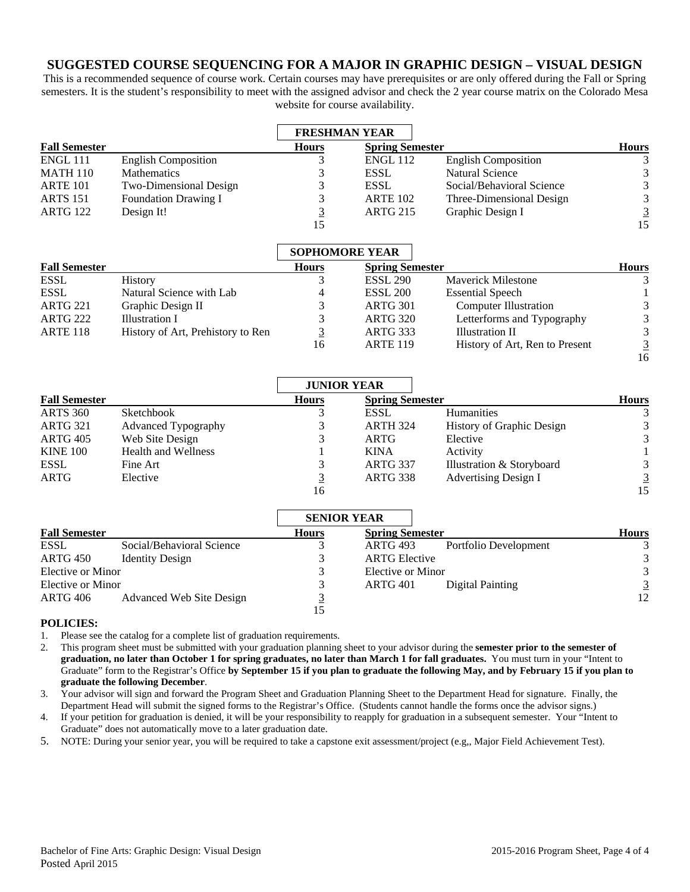## SUGGESTED COURSE SEQUENCING FOR A MAJOR IN GRAPHIC DESIGN – VISUAL DESIGN

This is a recommended sequence of course work. Certain courses may have prerequisites or are only offered during the Fall or Spring semesters. It is the student's responsibility to meet with the assigned advisor and check the 2 year course matrix on the Colorado Mesa website for course availability.

### FRESHMAN YEAR

| Fall Semester | | Hours | Spring Semester | | Hours |
|---|---|---|---|---|---|
| ENGL 111 | English Composition | 3 | ENGL 112 | English Composition | 3 |
| MATH 110 | Mathematics | 3 | ESSL | Natural Science | 3 |
| ARTE 101 | Two-Dimensional Design | 3 | ESSL | Social/Behavioral Science | 3 |
| ARTS 151 | Foundation Drawing I | 3 | ARTE 102 | Three-Dimensional Design | 3 |
| ARTG 122 | Design It! | 3 | ARTG 215 | Graphic Design I | 3 |
| | | 15 | | | 15 |

### SOPHOMORE YEAR

| Fall Semester | | Hours | Spring Semester | | Hours |
|---|---|---|---|---|---|
| ESSL | History | 3 | ESSL 290 | Maverick Milestone | 3 |
| ESSL | Natural Science with Lab | 4 | ESSL 200 | Essential Speech | 1 |
| ARTG 221 | Graphic Design II | 3 | ARTG 301 | Computer Illustration | 3 |
| ARTG 222 | Illustration I | 3 | ARTG 320 | Letterforms and Typography | 3 |
| ARTE 118 | History of Art, Prehistory to Ren | 3 | ARTG 333 | Illustration II | 3 |
| | | 16 | ARTE 119 | History of Art, Ren to Present | 3 |
| | | | | | 16 |

### JUNIOR YEAR

| Fall Semester | | Hours | Spring Semester | | Hours |
|---|---|---|---|---|---|
| ARTS 360 | Sketchbook | 3 | ESSL | Humanities | 3 |
| ARTG 321 | Advanced Typography | 3 | ARTH 324 | History of Graphic Design | 3 |
| ARTG 405 | Web Site Design | 3 | ARTG | Elective | 3 |
| KINE 100 | Health and Wellness | 1 | KINA | Activity | 1 |
| ESSL | Fine Art | 3 | ARTG 337 | Illustration & Storyboard | 3 |
| ARTG | Elective | 3 | ARTG 338 | Advertising Design I | 3 |
| | | 16 | | | 15 |

### SENIOR YEAR

| Fall Semester | | Hours | Spring Semester | | Hours |
|---|---|---|---|---|---|
| ESSL | Social/Behavioral Science | 3 | ARTG 493 | Portfolio Development | 3 |
| ARTG 450 | Identity Design | 3 | ARTG Elective | | 3 |
| Elective or Minor | | 3 | Elective or Minor | | 3 |
| Elective or Minor | | 3 | ARTG 401 | Digital Painting | 3 |
| ARTG 406 | Advanced Web Site Design | 3 | | | 12 |
| | | 15 | | | |

**POLICIES:**

1. Please see the catalog for a complete list of graduation requirements.
2. This program sheet must be submitted with your graduation planning sheet to your advisor during the **semester prior to the semester of graduation, no later than October 1 for spring graduates, no later than March 1 for fall graduates.** You must turn in your "Intent to Graduate" form to the Registrar's Office **by September 15 if you plan to graduate the following May, and by February 15 if you plan to graduate the following December**.
3. Your advisor will sign and forward the Program Sheet and Graduation Planning Sheet to the Department Head for signature. Finally, the Department Head will submit the signed forms to the Registrar's Office. (Students cannot handle the forms once the advisor signs.)
4. If your petition for graduation is denied, it will be your responsibility to reapply for graduation in a subsequent semester. Your "Intent to Graduate" does not automatically move to a later graduation date.
5. NOTE: During your senior year, you will be required to take a capstone exit assessment/project (e.g,, Major Field Achievement Test).

Bachelor of Fine Arts: Graphic Design: Visual Design
Posted April 2015